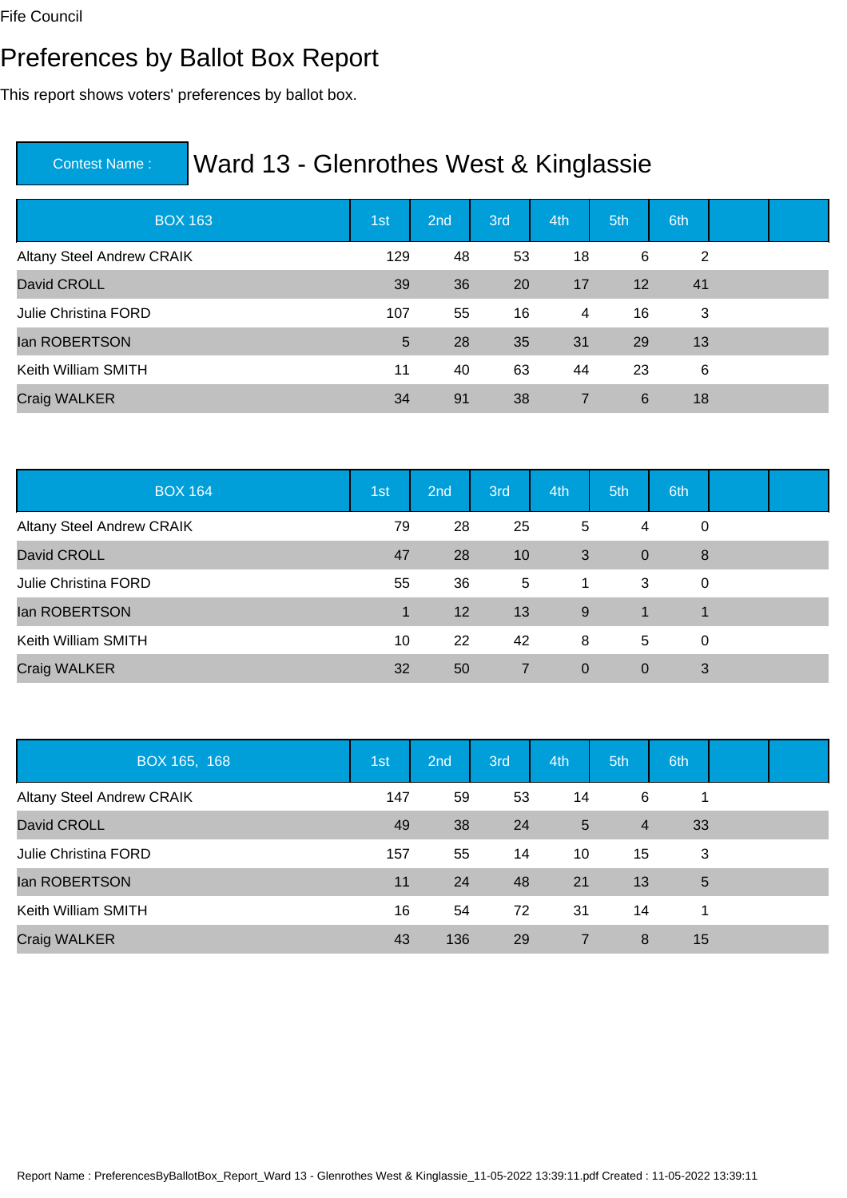Fife Council

# Preferences by Ballot Box Report

This report shows voters' preferences by ballot box.

**Contest Name :** Ward 13 - Glenrothes West & Kinglassie

| BOX 163 | 1st | 2nd | 3rd | 4th | 5th | 6th | | |
|---|---|---|---|---|---|---|---|---|
| Altany Steel Andrew CRAIK | 129 | 48 | 53 | 18 | 6 | 2 | | |
| David CROLL | 39 | 36 | 20 | 17 | 12 | 41 | | |
| Julie Christina FORD | 107 | 55 | 16 | 4 | 16 | 3 | | |
| Ian ROBERTSON | 5 | 28 | 35 | 31 | 29 | 13 | | |
| Keith William SMITH | 11 | 40 | 63 | 44 | 23 | 6 | | |
| Craig WALKER | 34 | 91 | 38 | 7 | 6 | 18 | | |

| BOX 164 | 1st | 2nd | 3rd | 4th | 5th | 6th | | |
|---|---|---|---|---|---|---|---|---|
| Altany Steel Andrew CRAIK | 79 | 28 | 25 | 5 | 4 | 0 | | |
| David CROLL | 47 | 28 | 10 | 3 | 0 | 8 | | |
| Julie Christina FORD | 55 | 36 | 5 | 1 | 3 | 0 | | |
| Ian ROBERTSON | 1 | 12 | 13 | 9 | 1 | 1 | | |
| Keith William SMITH | 10 | 22 | 42 | 8 | 5 | 0 | | |
| Craig WALKER | 32 | 50 | 7 | 0 | 0 | 3 | | |

| BOX 165, 168 | 1st | 2nd | 3rd | 4th | 5th | 6th | | |
|---|---|---|---|---|---|---|---|---|
| Altany Steel Andrew CRAIK | 147 | 59 | 53 | 14 | 6 | 1 | | |
| David CROLL | 49 | 38 | 24 | 5 | 4 | 33 | | |
| Julie Christina FORD | 157 | 55 | 14 | 10 | 15 | 3 | | |
| Ian ROBERTSON | 11 | 24 | 48 | 21 | 13 | 5 | | |
| Keith William SMITH | 16 | 54 | 72 | 31 | 14 | 1 | | |
| Craig WALKER | 43 | 136 | 29 | 7 | 8 | 15 | | |

Report Name : PreferencesByBallotBox_Report_Ward 13 - Glenrothes West & Kinglassie_11-05-2022 13:39:11.pdf Created : 11-05-2022 13:39:11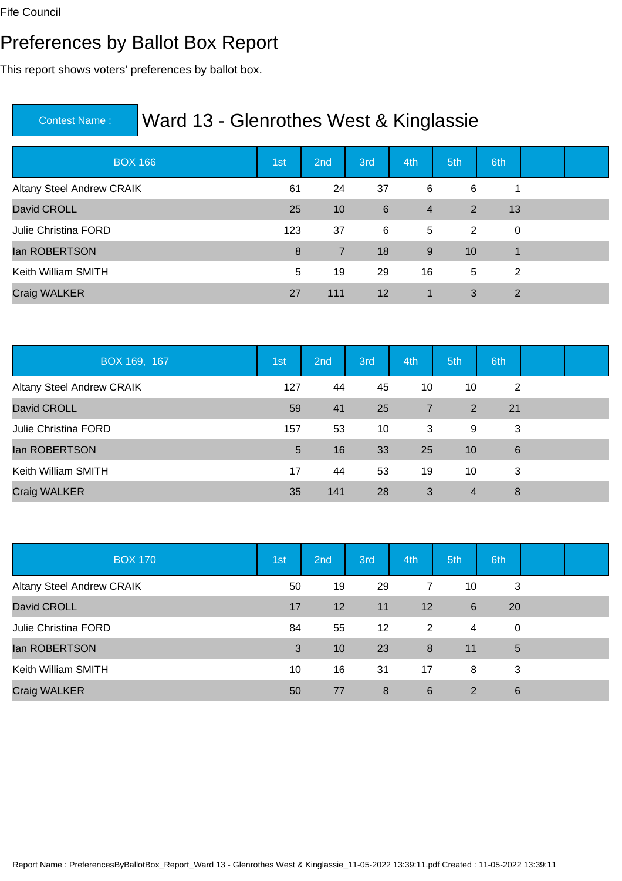Fife Council

# Preferences by Ballot Box Report

This report shows voters' preferences by ballot box.

| Contest Name : | Ward 13 - Glenrothes West & Kinglassie |
|---|---|

| BOX 166 | 1st | 2nd | 3rd | 4th | 5th | 6th | | |
|---|---|---|---|---|---|---|---|---|
| Altany Steel Andrew CRAIK | 61 | 24 | 37 | 6 | 6 | 1 | | |
| David CROLL | 25 | 10 | 6 | 4 | 2 | 13 | | |
| Julie Christina FORD | 123 | 37 | 6 | 5 | 2 | 0 | | |
| Ian ROBERTSON | 8 | 7 | 18 | 9 | 10 | 1 | | |
| Keith William SMITH | 5 | 19 | 29 | 16 | 5 | 2 | | |
| Craig WALKER | 27 | 111 | 12 | 1 | 3 | 2 | | |

| BOX 169, 167 | 1st | 2nd | 3rd | 4th | 5th | 6th | | |
|---|---|---|---|---|---|---|---|---|
| Altany Steel Andrew CRAIK | 127 | 44 | 45 | 10 | 10 | 2 | | |
| David CROLL | 59 | 41 | 25 | 7 | 2 | 21 | | |
| Julie Christina FORD | 157 | 53 | 10 | 3 | 9 | 3 | | |
| Ian ROBERTSON | 5 | 16 | 33 | 25 | 10 | 6 | | |
| Keith William SMITH | 17 | 44 | 53 | 19 | 10 | 3 | | |
| Craig WALKER | 35 | 141 | 28 | 3 | 4 | 8 | | |

| BOX 170 | 1st | 2nd | 3rd | 4th | 5th | 6th | | |
|---|---|---|---|---|---|---|---|---|
| Altany Steel Andrew CRAIK | 50 | 19 | 29 | 7 | 10 | 3 | | |
| David CROLL | 17 | 12 | 11 | 12 | 6 | 20 | | |
| Julie Christina FORD | 84 | 55 | 12 | 2 | 4 | 0 | | |
| Ian ROBERTSON | 3 | 10 | 23 | 8 | 11 | 5 | | |
| Keith William SMITH | 10 | 16 | 31 | 17 | 8 | 3 | | |
| Craig WALKER | 50 | 77 | 8 | 6 | 2 | 6 | | |

Report Name : PreferencesByBallotBox_Report_Ward 13 - Glenrothes West & Kinglassie_11-05-2022 13:39:11.pdf Created : 11-05-2022 13:39:11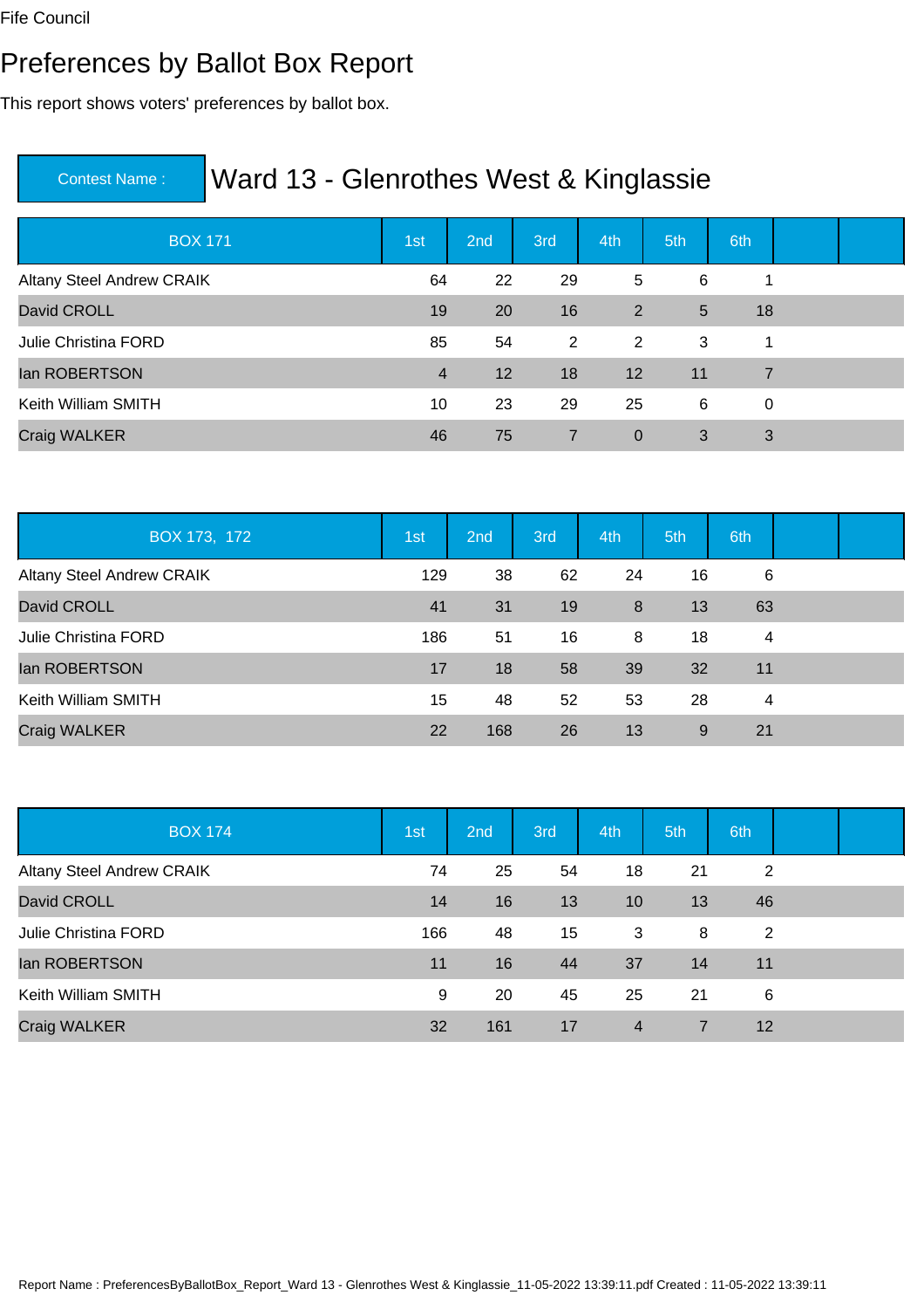Fife Council

# Preferences by Ballot Box Report

This report shows voters' preferences by ballot box.

## Contest Name : Ward 13 - Glenrothes West & Kinglassie

| BOX 171 | 1st | 2nd | 3rd | 4th | 5th | 6th | | |
|---|---|---|---|---|---|---|---|---|
| Altany Steel Andrew CRAIK | 64 | 22 | 29 | 5 | 6 | 1 | | |
| David CROLL | 19 | 20 | 16 | 2 | 5 | 18 | | |
| Julie Christina FORD | 85 | 54 | 2 | 2 | 3 | 1 | | |
| Ian ROBERTSON | 4 | 12 | 18 | 12 | 11 | 7 | | |
| Keith William SMITH | 10 | 23 | 29 | 25 | 6 | 0 | | |
| Craig WALKER | 46 | 75 | 7 | 0 | 3 | 3 | | |

| BOX 173, 172 | 1st | 2nd | 3rd | 4th | 5th | 6th | | |
|---|---|---|---|---|---|---|---|---|
| Altany Steel Andrew CRAIK | 129 | 38 | 62 | 24 | 16 | 6 | | |
| David CROLL | 41 | 31 | 19 | 8 | 13 | 63 | | |
| Julie Christina FORD | 186 | 51 | 16 | 8 | 18 | 4 | | |
| Ian ROBERTSON | 17 | 18 | 58 | 39 | 32 | 11 | | |
| Keith William SMITH | 15 | 48 | 52 | 53 | 28 | 4 | | |
| Craig WALKER | 22 | 168 | 26 | 13 | 9 | 21 | | |

| BOX 174 | 1st | 2nd | 3rd | 4th | 5th | 6th | | |
|---|---|---|---|---|---|---|---|---|
| Altany Steel Andrew CRAIK | 74 | 25 | 54 | 18 | 21 | 2 | | |
| David CROLL | 14 | 16 | 13 | 10 | 13 | 46 | | |
| Julie Christina FORD | 166 | 48 | 15 | 3 | 8 | 2 | | |
| Ian ROBERTSON | 11 | 16 | 44 | 37 | 14 | 11 | | |
| Keith William SMITH | 9 | 20 | 45 | 25 | 21 | 6 | | |
| Craig WALKER | 32 | 161 | 17 | 4 | 7 | 12 | | |

Report Name : PreferencesByBallotBox_Report_Ward 13 - Glenrothes West & Kinglassie_11-05-2022 13:39:11.pdf Created : 11-05-2022 13:39:11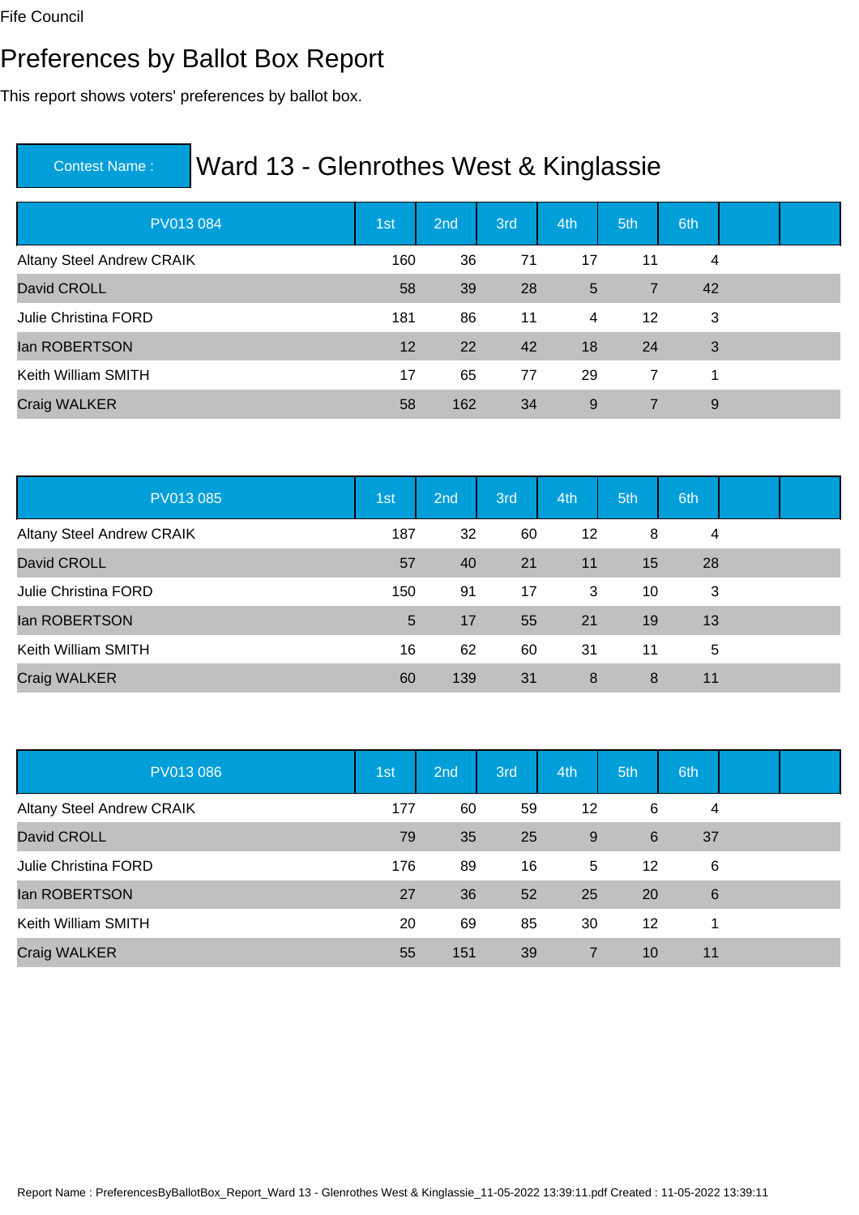Fife Council

# Preferences by Ballot Box Report

This report shows voters' preferences by ballot box.

| Contest Name : | Ward 13 - Glenrothes West & Kinglassie |
|---|---|

| PV013 084 | 1st | 2nd | 3rd | 4th | 5th | 6th | | |
|---|---|---|---|---|---|---|---|---|
| Altany Steel Andrew CRAIK | 160 | 36 | 71 | 17 | 11 | 4 | | |
| David CROLL | 58 | 39 | 28 | 5 | 7 | 42 | | |
| Julie Christina FORD | 181 | 86 | 11 | 4 | 12 | 3 | | |
| Ian ROBERTSON | 12 | 22 | 42 | 18 | 24 | 3 | | |
| Keith William SMITH | 17 | 65 | 77 | 29 | 7 | 1 | | |
| Craig WALKER | 58 | 162 | 34 | 9 | 7 | 9 | | |

| PV013 085 | 1st | 2nd | 3rd | 4th | 5th | 6th | | |
|---|---|---|---|---|---|---|---|---|
| Altany Steel Andrew CRAIK | 187 | 32 | 60 | 12 | 8 | 4 | | |
| David CROLL | 57 | 40 | 21 | 11 | 15 | 28 | | |
| Julie Christina FORD | 150 | 91 | 17 | 3 | 10 | 3 | | |
| Ian ROBERTSON | 5 | 17 | 55 | 21 | 19 | 13 | | |
| Keith William SMITH | 16 | 62 | 60 | 31 | 11 | 5 | | |
| Craig WALKER | 60 | 139 | 31 | 8 | 8 | 11 | | |

| PV013 086 | 1st | 2nd | 3rd | 4th | 5th | 6th | | |
|---|---|---|---|---|---|---|---|---|
| Altany Steel Andrew CRAIK | 177 | 60 | 59 | 12 | 6 | 4 | | |
| David CROLL | 79 | 35 | 25 | 9 | 6 | 37 | | |
| Julie Christina FORD | 176 | 89 | 16 | 5 | 12 | 6 | | |
| Ian ROBERTSON | 27 | 36 | 52 | 25 | 20 | 6 | | |
| Keith William SMITH | 20 | 69 | 85 | 30 | 12 | 1 | | |
| Craig WALKER | 55 | 151 | 39 | 7 | 10 | 11 | | |

Report Name : PreferencesByBallotBox_Report_Ward 13 - Glenrothes West & Kinglassie_11-05-2022 13:39:11.pdf Created : 11-05-2022 13:39:11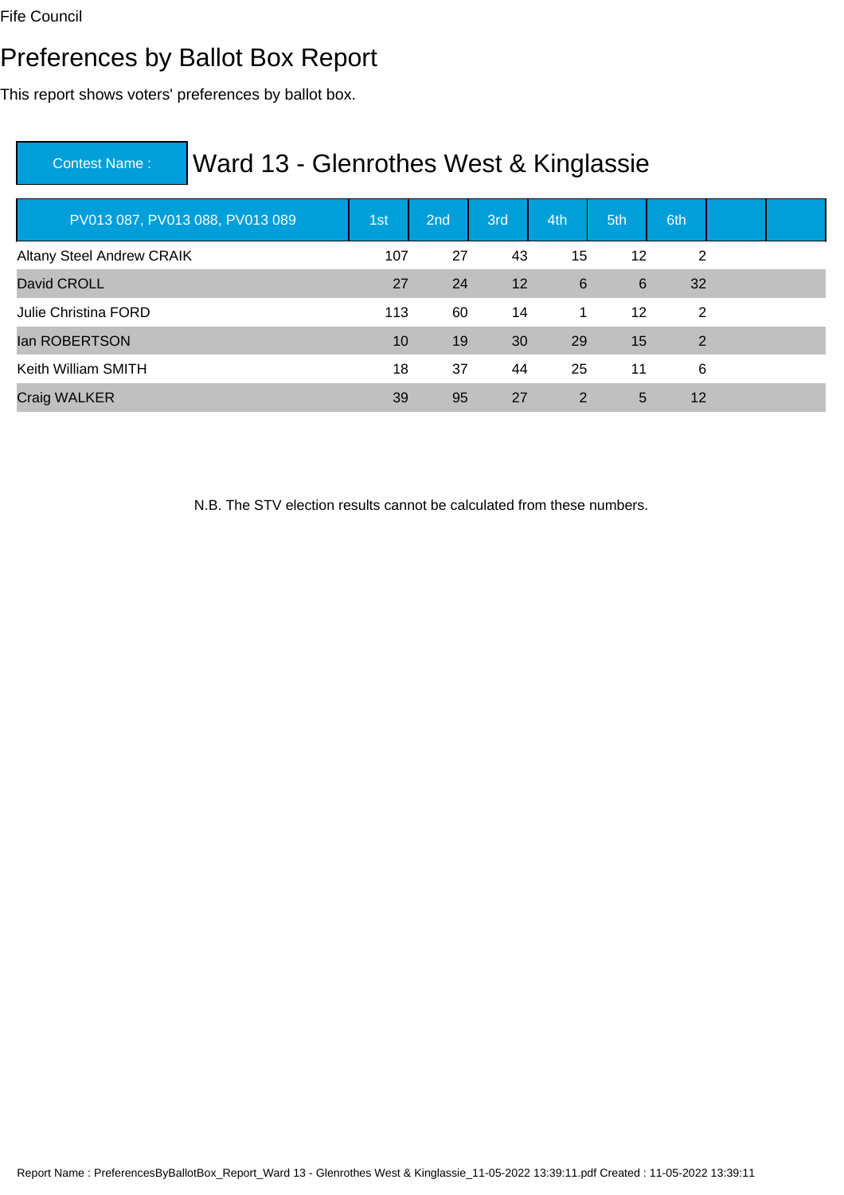Fife Council

# Preferences by Ballot Box Report

This report shows voters' preferences by ballot box.

| Contest Name : | Ward 13 - Glenrothes West & Kinglassie |
|---|---|

| PV013 087, PV013 088, PV013 089 | 1st | 2nd | 3rd | 4th | 5th | 6th | | |
|---|---|---|---|---|---|---|---|---|
| Altany Steel Andrew CRAIK | 107 | 27 | 43 | 15 | 12 | 2 | | |
| David CROLL | 27 | 24 | 12 | 6 | 6 | 32 | | |
| Julie Christina FORD | 113 | 60 | 14 | 1 | 12 | 2 | | |
| Ian ROBERTSON | 10 | 19 | 30 | 29 | 15 | 2 | | |
| Keith William SMITH | 18 | 37 | 44 | 25 | 11 | 6 | | |
| Craig WALKER | 39 | 95 | 27 | 2 | 5 | 12 | | |

N.B. The STV election results cannot be calculated from these numbers.

Report Name : PreferencesByBallotBox_Report_Ward 13 - Glenrothes West & Kinglassie_11-05-2022 13:39:11.pdf Created : 11-05-2022 13:39:11